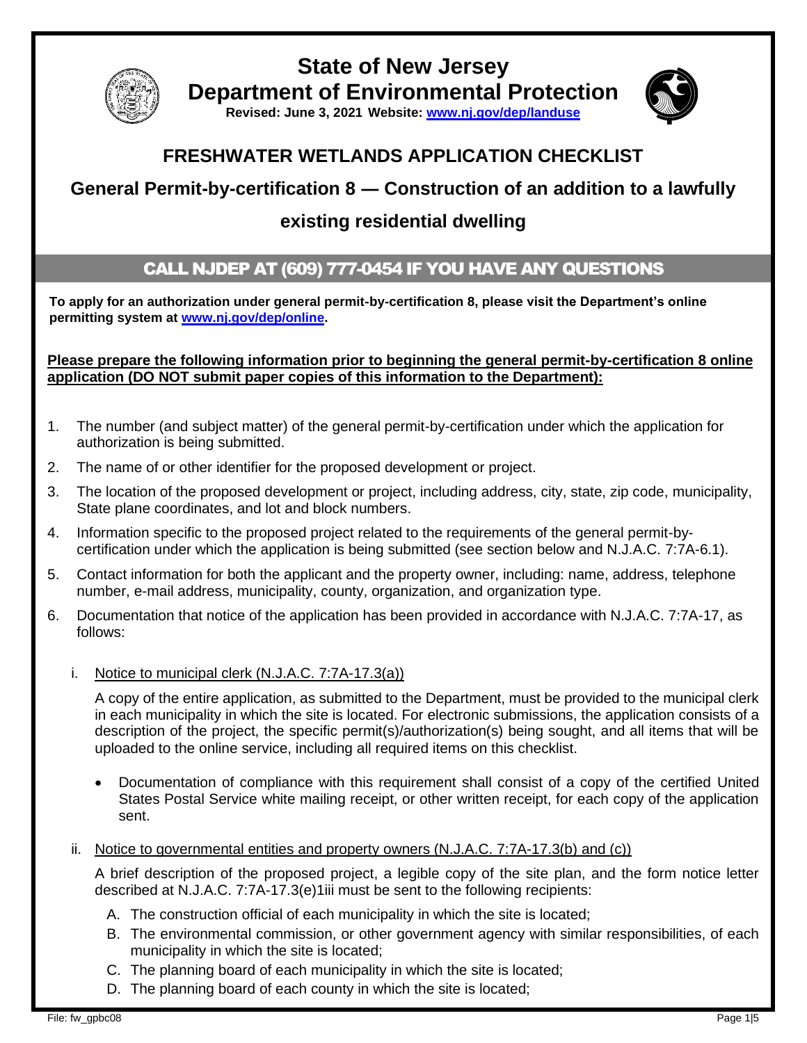# State of New Jersey

# Department of Environmental Protection

**Revised: June 3, 2021 Website: [www.nj.gov/dep/landuse](www.nj.gov/dep/landuse)**

## FRESHWATER WETLANDS APPLICATION CHECKLIST

## General Permit-by-certification 8 — Construction of an addition to a lawfully existing residential dwelling

### CALL NJDEP AT (609) 777-0454 IF YOU HAVE ANY QUESTIONS

**To apply for an authorization under general permit-by-certification 8, please visit the Department's online permitting system at [www.nj.gov/dep/online](www.nj.gov/dep/online).**

**Please prepare the following information prior to beginning the general permit-by-certification 8 online application (DO NOT submit paper copies of this information to the Department):**

1. The number (and subject matter) of the general permit-by-certification under which the application for authorization is being submitted.
2. The name of or other identifier for the proposed development or project.
3. The location of the proposed development or project, including address, city, state, zip code, municipality, State plane coordinates, and lot and block numbers.
4. Information specific to the proposed project related to the requirements of the general permit-by-certification under which the application is being submitted (see section below and N.J.A.C. 7:7A-6.1).
5. Contact information for both the applicant and the property owner, including: name, address, telephone number, e-mail address, municipality, county, organization, and organization type.
6. Documentation that notice of the application has been provided in accordance with N.J.A.C. 7:7A-17, as follows:

   i. Notice to municipal clerk (N.J.A.C. 7:7A-17.3(a))

   A copy of the entire application, as submitted to the Department, must be provided to the municipal clerk in each municipality in which the site is located. For electronic submissions, the application consists of a description of the project, the specific permit(s)/authorization(s) being sought, and all items that will be uploaded to the online service, including all required items on this checklist.

   - Documentation of compliance with this requirement shall consist of a copy of the certified United States Postal Service white mailing receipt, or other written receipt, for each copy of the application sent.

   ii. Notice to governmental entities and property owners (N.J.A.C. 7:7A-17.3(b) and (c))

   A brief description of the proposed project, a legible copy of the site plan, and the form notice letter described at N.J.A.C. 7:7A-17.3(e)1iii must be sent to the following recipients:

   A. The construction official of each municipality in which the site is located;
   B. The environmental commission, or other government agency with similar responsibilities, of each municipality in which the site is located;
   C. The planning board of each municipality in which the site is located;
   D. The planning board of each county in which the site is located;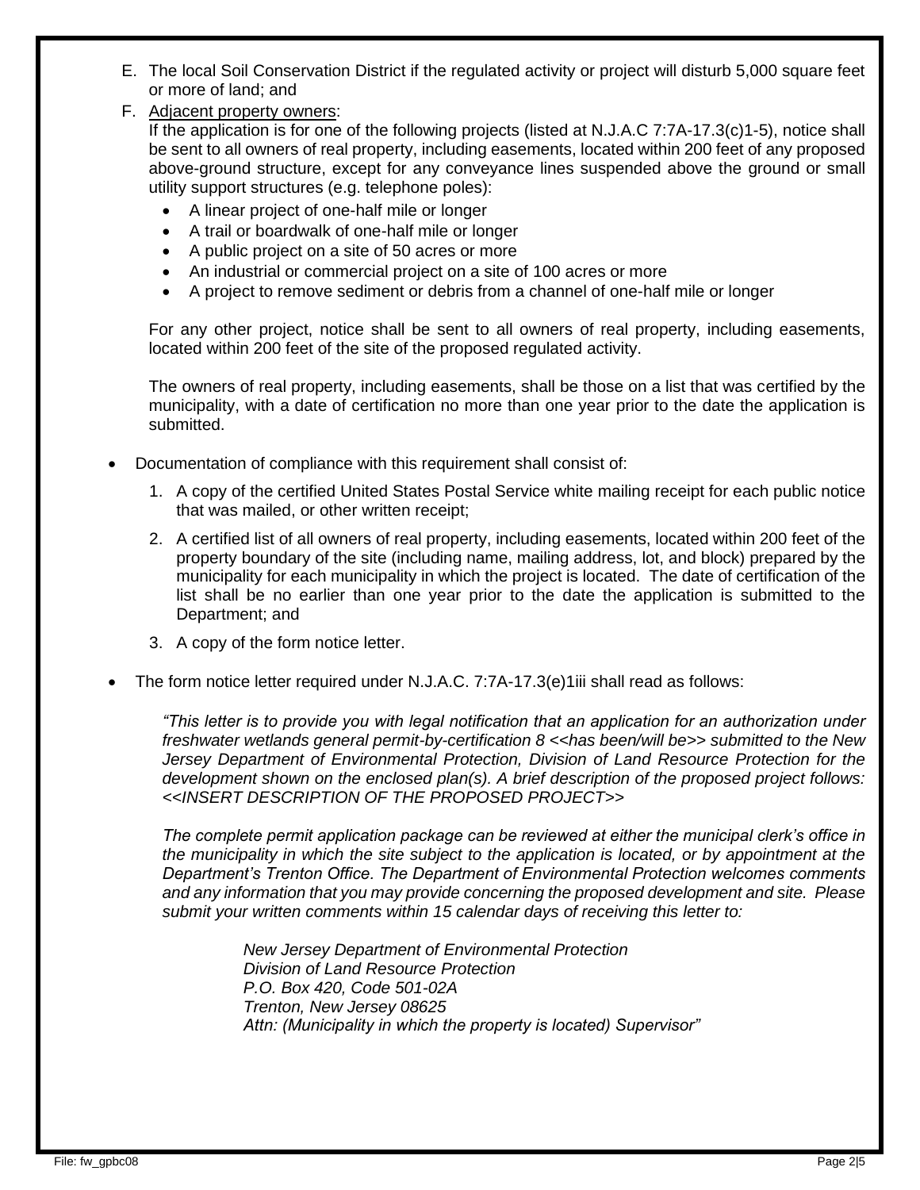E. The local Soil Conservation District if the regulated activity or project will disturb 5,000 square feet or more of land; and

F. <u>Adjacent property owners</u>:
   If the application is for one of the following projects (listed at N.J.A.C 7:7A-17.3(c)1-5), notice shall be sent to all owners of real property, including easements, located within 200 feet of any proposed above-ground structure, except for any conveyance lines suspended above the ground or small utility support structures (e.g. telephone poles):

   - A linear project of one-half mile or longer
   - A trail or boardwalk of one-half mile or longer
   - A public project on a site of 50 acres or more
   - An industrial or commercial project on a site of 100 acres or more
   - A project to remove sediment or debris from a channel of one-half mile or longer

   For any other project, notice shall be sent to all owners of real property, including easements, located within 200 feet of the site of the proposed regulated activity.

   The owners of real property, including easements, shall be those on a list that was certified by the municipality, with a date of certification no more than one year prior to the date the application is submitted.

- Documentation of compliance with this requirement shall consist of:

  1. A copy of the certified United States Postal Service white mailing receipt for each public notice that was mailed, or other written receipt;
  2. A certified list of all owners of real property, including easements, located within 200 feet of the property boundary of the site (including name, mailing address, lot, and block) prepared by the municipality for each municipality in which the project is located. The date of certification of the list shall be no earlier than one year prior to the date the application is submitted to the Department; and
  3. A copy of the form notice letter.

- The form notice letter required under N.J.A.C. 7:7A-17.3(e)1iii shall read as follows:

  *"This letter is to provide you with legal notification that an application for an authorization under freshwater wetlands general permit-by-certification 8 <<has been/will be>> submitted to the New Jersey Department of Environmental Protection, Division of Land Resource Protection for the development shown on the enclosed plan(s). A brief description of the proposed project follows: <<INSERT DESCRIPTION OF THE PROPOSED PROJECT>>*

  *The complete permit application package can be reviewed at either the municipal clerk's office in the municipality in which the site subject to the application is located, or by appointment at the Department's Trenton Office. The Department of Environmental Protection welcomes comments and any information that you may provide concerning the proposed development and site. Please submit your written comments within 15 calendar days of receiving this letter to:*

  > *New Jersey Department of Environmental Protection*
  > *Division of Land Resource Protection*
  > *P.O. Box 420, Code 501-02A*
  > *Trenton, New Jersey 08625*
  > *Attn: (Municipality in which the property is located) Supervisor"*

File: fw_gpbc08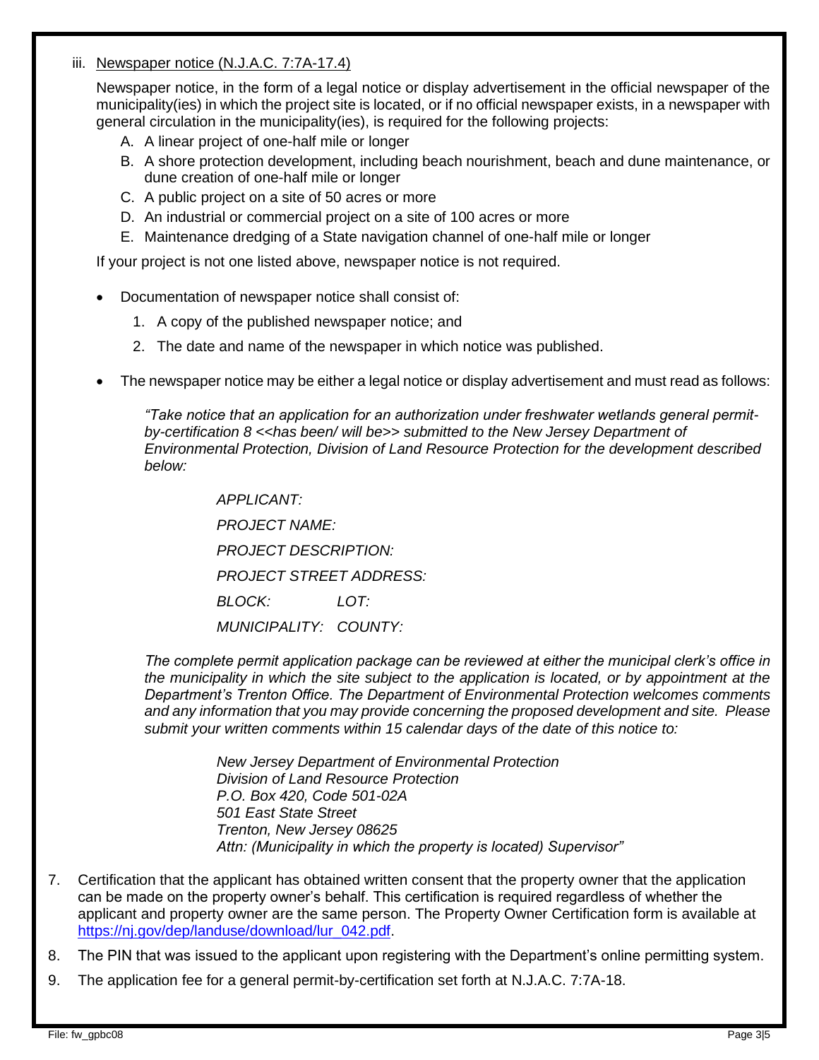iii. Newspaper notice (N.J.A.C. 7:7A-17.4)

Newspaper notice, in the form of a legal notice or display advertisement in the official newspaper of the municipality(ies) in which the project site is located, or if no official newspaper exists, in a newspaper with general circulation in the municipality(ies), is required for the following projects:

A. A linear project of one-half mile or longer
B. A shore protection development, including beach nourishment, beach and dune maintenance, or dune creation of one-half mile or longer
C. A public project on a site of 50 acres or more
D. An industrial or commercial project on a site of 100 acres or more
E. Maintenance dredging of a State navigation channel of one-half mile or longer

If your project is not one listed above, newspaper notice is not required.

- Documentation of newspaper notice shall consist of:
    1. A copy of the published newspaper notice; and
    2. The date and name of the newspaper in which notice was published.

- The newspaper notice may be either a legal notice or display advertisement and must read as follows:

*"Take notice that an application for an authorization under freshwater wetlands general permit-by-certification 8 <<has been/ will be>> submitted to the New Jersey Department of Environmental Protection, Division of Land Resource Protection for the development described below:*

*APPLICANT:*

*PROJECT NAME:*

*PROJECT DESCRIPTION:*

*PROJECT STREET ADDRESS:*

*BLOCK:* *LOT:*

*MUNICIPALITY:* *COUNTY:*

*The complete permit application package can be reviewed at either the municipal clerk's office in the municipality in which the site subject to the application is located, or by appointment at the Department's Trenton Office. The Department of Environmental Protection welcomes comments and any information that you may provide concerning the proposed development and site. Please submit your written comments within 15 calendar days of the date of this notice to:*

*New Jersey Department of Environmental Protection*
*Division of Land Resource Protection*
*P.O. Box 420, Code 501-02A*
*501 East State Street*
*Trenton, New Jersey 08625*
*Attn: (Municipality in which the property is located) Supervisor"*

7. Certification that the applicant has obtained written consent that the property owner that the application can be made on the property owner's behalf. This certification is required regardless of whether the applicant and property owner are the same person. The Property Owner Certification form is available at https://nj.gov/dep/landuse/download/lur_042.pdf.
8. The PIN that was issued to the applicant upon registering with the Department's online permitting system.
9. The application fee for a general permit-by-certification set forth at N.J.A.C. 7:7A-18.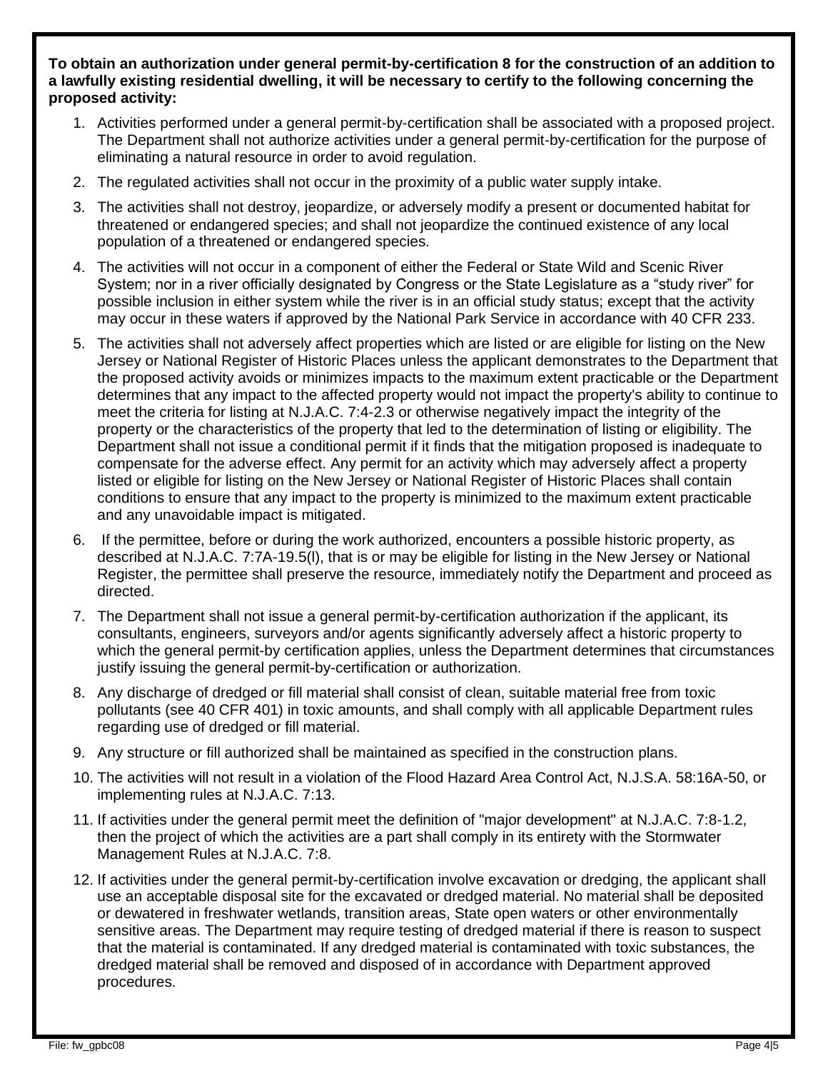**To obtain an authorization under general permit-by-certification 8 for the construction of an addition to a lawfully existing residential dwelling, it will be necessary to certify to the following concerning the proposed activity:**

1. Activities performed under a general permit-by-certification shall be associated with a proposed project. The Department shall not authorize activities under a general permit-by-certification for the purpose of eliminating a natural resource in order to avoid regulation.
2. The regulated activities shall not occur in the proximity of a public water supply intake.
3. The activities shall not destroy, jeopardize, or adversely modify a present or documented habitat for threatened or endangered species; and shall not jeopardize the continued existence of any local population of a threatened or endangered species.
4. The activities will not occur in a component of either the Federal or State Wild and Scenic River System; nor in a river officially designated by Congress or the State Legislature as a "study river" for possible inclusion in either system while the river is in an official study status; except that the activity may occur in these waters if approved by the National Park Service in accordance with 40 CFR 233.
5. The activities shall not adversely affect properties which are listed or are eligible for listing on the New Jersey or National Register of Historic Places unless the applicant demonstrates to the Department that the proposed activity avoids or minimizes impacts to the maximum extent practicable or the Department determines that any impact to the affected property would not impact the property's ability to continue to meet the criteria for listing at N.J.A.C. 7:4-2.3 or otherwise negatively impact the integrity of the property or the characteristics of the property that led to the determination of listing or eligibility. The Department shall not issue a conditional permit if it finds that the mitigation proposed is inadequate to compensate for the adverse effect. Any permit for an activity which may adversely affect a property listed or eligible for listing on the New Jersey or National Register of Historic Places shall contain conditions to ensure that any impact to the property is minimized to the maximum extent practicable and any unavoidable impact is mitigated.
6. If the permittee, before or during the work authorized, encounters a possible historic property, as described at N.J.A.C. 7:7A-19.5(l), that is or may be eligible for listing in the New Jersey or National Register, the permittee shall preserve the resource, immediately notify the Department and proceed as directed.
7. The Department shall not issue a general permit-by-certification authorization if the applicant, its consultants, engineers, surveyors and/or agents significantly adversely affect a historic property to which the general permit-by certification applies, unless the Department determines that circumstances justify issuing the general permit-by-certification or authorization.
8. Any discharge of dredged or fill material shall consist of clean, suitable material free from toxic pollutants (see 40 CFR 401) in toxic amounts, and shall comply with all applicable Department rules regarding use of dredged or fill material.
9. Any structure or fill authorized shall be maintained as specified in the construction plans.
10. The activities will not result in a violation of the Flood Hazard Area Control Act, N.J.S.A. 58:16A-50, or implementing rules at N.J.A.C. 7:13.
11. If activities under the general permit meet the definition of "major development" at N.J.A.C. 7:8-1.2, then the project of which the activities are a part shall comply in its entirety with the Stormwater Management Rules at N.J.A.C. 7:8.
12. If activities under the general permit-by-certification involve excavation or dredging, the applicant shall use an acceptable disposal site for the excavated or dredged material. No material shall be deposited or dewatered in freshwater wetlands, transition areas, State open waters or other environmentally sensitive areas. The Department may require testing of dredged material if there is reason to suspect that the material is contaminated. If any dredged material is contaminated with toxic substances, the dredged material shall be removed and disposed of in accordance with Department approved procedures.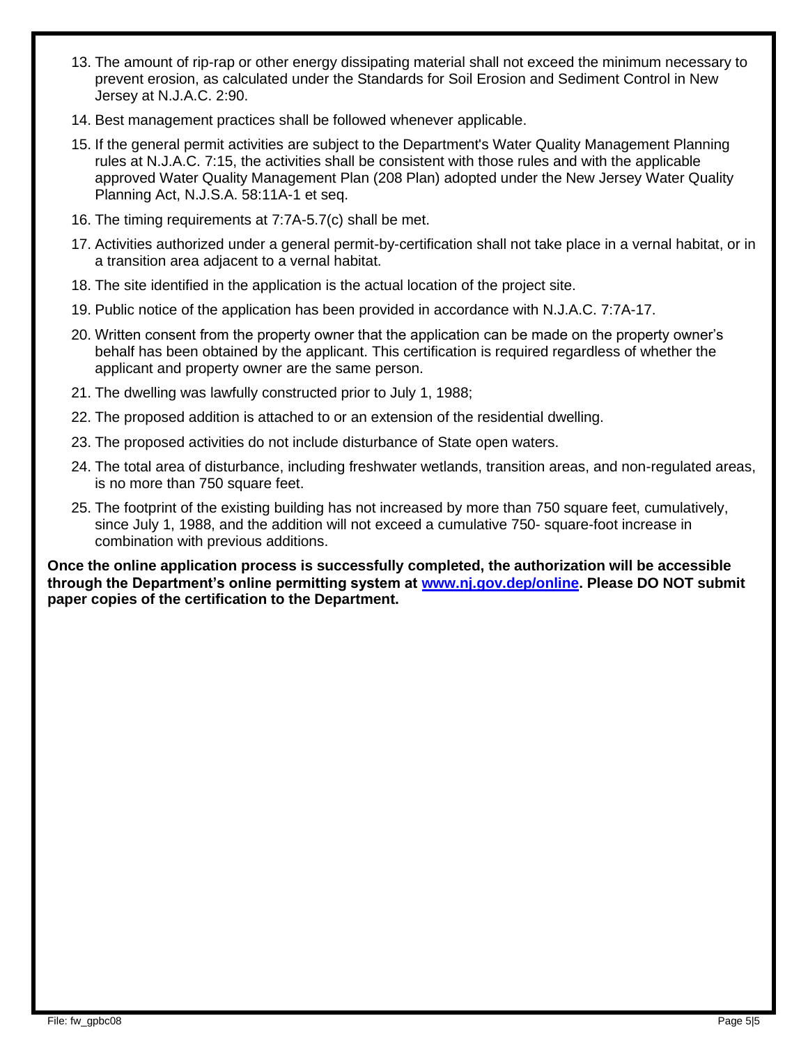13. The amount of rip-rap or other energy dissipating material shall not exceed the minimum necessary to prevent erosion, as calculated under the Standards for Soil Erosion and Sediment Control in New Jersey at N.J.A.C. 2:90.
14. Best management practices shall be followed whenever applicable.
15. If the general permit activities are subject to the Department's Water Quality Management Planning rules at N.J.A.C. 7:15, the activities shall be consistent with those rules and with the applicable approved Water Quality Management Plan (208 Plan) adopted under the New Jersey Water Quality Planning Act, N.J.S.A. 58:11A-1 et seq.
16. The timing requirements at 7:7A-5.7(c) shall be met.
17. Activities authorized under a general permit-by-certification shall not take place in a vernal habitat, or in a transition area adjacent to a vernal habitat.
18. The site identified in the application is the actual location of the project site.
19. Public notice of the application has been provided in accordance with N.J.A.C. 7:7A-17.
20. Written consent from the property owner that the application can be made on the property owner's behalf has been obtained by the applicant. This certification is required regardless of whether the applicant and property owner are the same person.
21. The dwelling was lawfully constructed prior to July 1, 1988;
22. The proposed addition is attached to or an extension of the residential dwelling.
23. The proposed activities do not include disturbance of State open waters.
24. The total area of disturbance, including freshwater wetlands, transition areas, and non-regulated areas, is no more than 750 square feet.
25. The footprint of the existing building has not increased by more than 750 square feet, cumulatively, since July 1, 1988, and the addition will not exceed a cumulative 750- square-foot increase in combination with previous additions.

**Once the online application process is successfully completed, the authorization will be accessible through the Department's online permitting system at [www.nj.gov.dep/online](www.nj.gov.dep/online). Please DO NOT submit paper copies of the certification to the Department.**